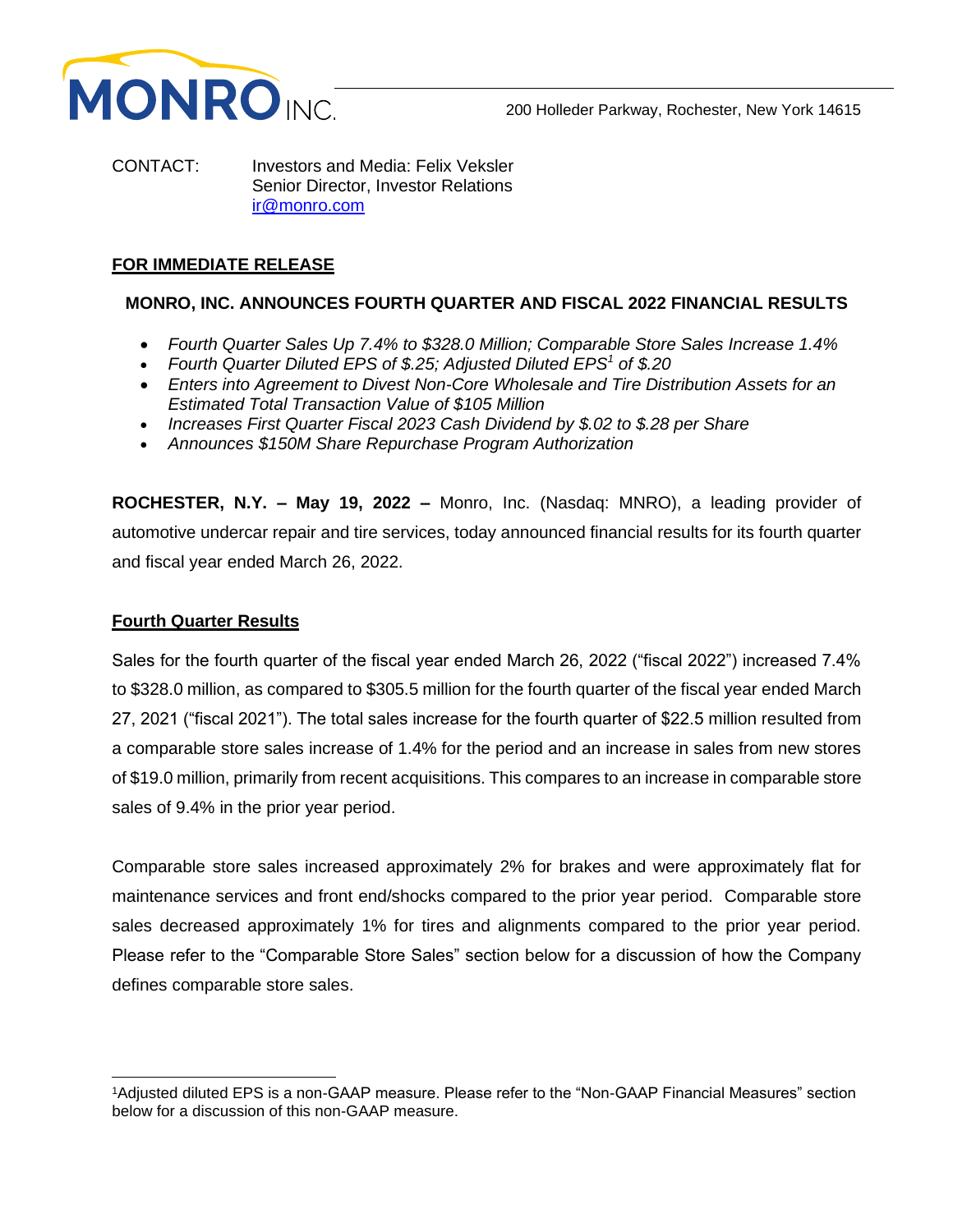200 Holleder Parkway, Rochester, New York 14615

CONTACT: Investors and Media: Felix Veksler
Senior Director, Investor Relations
ir@monro.com

**FOR IMMEDIATE RELEASE**

# MONRO, INC. ANNOUNCES FOURTH QUARTER AND FISCAL 2022 FINANCIAL RESULTS

- *Fourth Quarter Sales Up 7.4% to $328.0 Million; Comparable Store Sales Increase 1.4%*
- *Fourth Quarter Diluted EPS of $.25; Adjusted Diluted EPS[1] of $.20*
- *Enters into Agreement to Divest Non-Core Wholesale and Tire Distribution Assets for an Estimated Total Transaction Value of $105 Million*
- *Increases First Quarter Fiscal 2023 Cash Dividend by $.02 to $.28 per Share*
- *Announces $150M Share Repurchase Program Authorization*

**ROCHESTER, N.Y. – May 19, 2022 –** Monro, Inc. (Nasdaq: MNRO), a leading provider of automotive undercar repair and tire services, today announced financial results for its fourth quarter and fiscal year ended March 26, 2022.

## Fourth Quarter Results

Sales for the fourth quarter of the fiscal year ended March 26, 2022 ("fiscal 2022") increased 7.4% to $328.0 million, as compared to $305.5 million for the fourth quarter of the fiscal year ended March 27, 2021 ("fiscal 2021"). The total sales increase for the fourth quarter of $22.5 million resulted from a comparable store sales increase of 1.4% for the period and an increase in sales from new stores of $19.0 million, primarily from recent acquisitions. This compares to an increase in comparable store sales of 9.4% in the prior year period.

Comparable store sales increased approximately 2% for brakes and were approximately flat for maintenance services and front end/shocks compared to the prior year period. Comparable store sales decreased approximately 1% for tires and alignments compared to the prior year period. Please refer to the "Comparable Store Sales" section below for a discussion of how the Company defines comparable store sales.

[1]Adjusted diluted EPS is a non-GAAP measure. Please refer to the "Non-GAAP Financial Measures" section below for a discussion of this non-GAAP measure.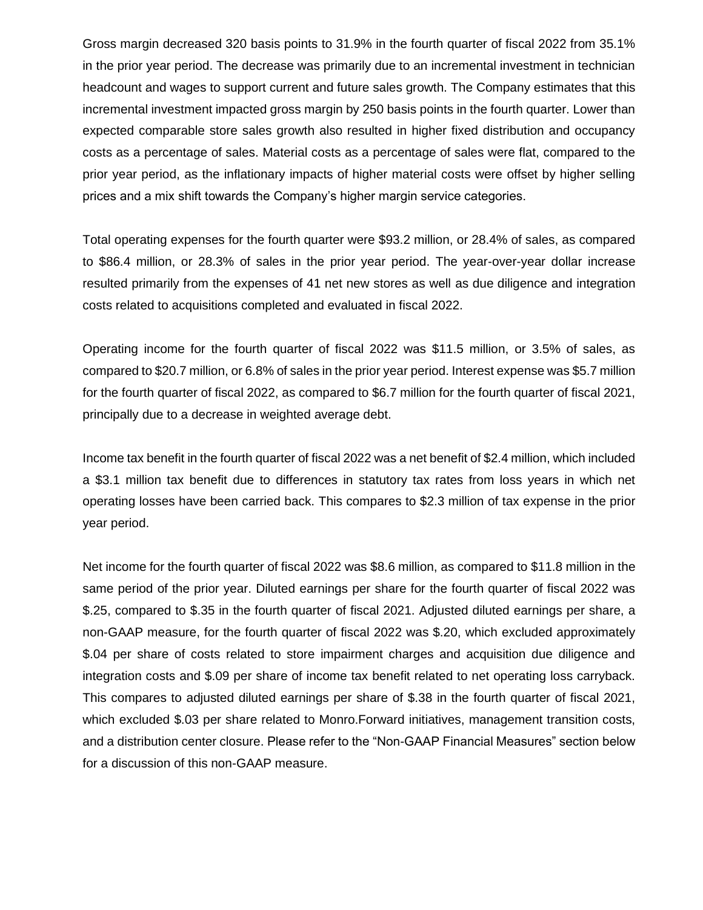Gross margin decreased 320 basis points to 31.9% in the fourth quarter of fiscal 2022 from 35.1% in the prior year period. The decrease was primarily due to an incremental investment in technician headcount and wages to support current and future sales growth. The Company estimates that this incremental investment impacted gross margin by 250 basis points in the fourth quarter. Lower than expected comparable store sales growth also resulted in higher fixed distribution and occupancy costs as a percentage of sales. Material costs as a percentage of sales were flat, compared to the prior year period, as the inflationary impacts of higher material costs were offset by higher selling prices and a mix shift towards the Company's higher margin service categories.

Total operating expenses for the fourth quarter were $93.2 million, or 28.4% of sales, as compared to $86.4 million, or 28.3% of sales in the prior year period. The year-over-year dollar increase resulted primarily from the expenses of 41 net new stores as well as due diligence and integration costs related to acquisitions completed and evaluated in fiscal 2022.

Operating income for the fourth quarter of fiscal 2022 was $11.5 million, or 3.5% of sales, as compared to $20.7 million, or 6.8% of sales in the prior year period. Interest expense was $5.7 million for the fourth quarter of fiscal 2022, as compared to $6.7 million for the fourth quarter of fiscal 2021, principally due to a decrease in weighted average debt.

Income tax benefit in the fourth quarter of fiscal 2022 was a net benefit of $2.4 million, which included a $3.1 million tax benefit due to differences in statutory tax rates from loss years in which net operating losses have been carried back. This compares to $2.3 million of tax expense in the prior year period.

Net income for the fourth quarter of fiscal 2022 was $8.6 million, as compared to $11.8 million in the same period of the prior year. Diluted earnings per share for the fourth quarter of fiscal 2022 was $.25, compared to $.35 in the fourth quarter of fiscal 2021. Adjusted diluted earnings per share, a non-GAAP measure, for the fourth quarter of fiscal 2022 was $.20, which excluded approximately $.04 per share of costs related to store impairment charges and acquisition due diligence and integration costs and $.09 per share of income tax benefit related to net operating loss carryback. This compares to adjusted diluted earnings per share of $.38 in the fourth quarter of fiscal 2021, which excluded $.03 per share related to Monro.Forward initiatives, management transition costs, and a distribution center closure. Please refer to the "Non-GAAP Financial Measures" section below for a discussion of this non-GAAP measure.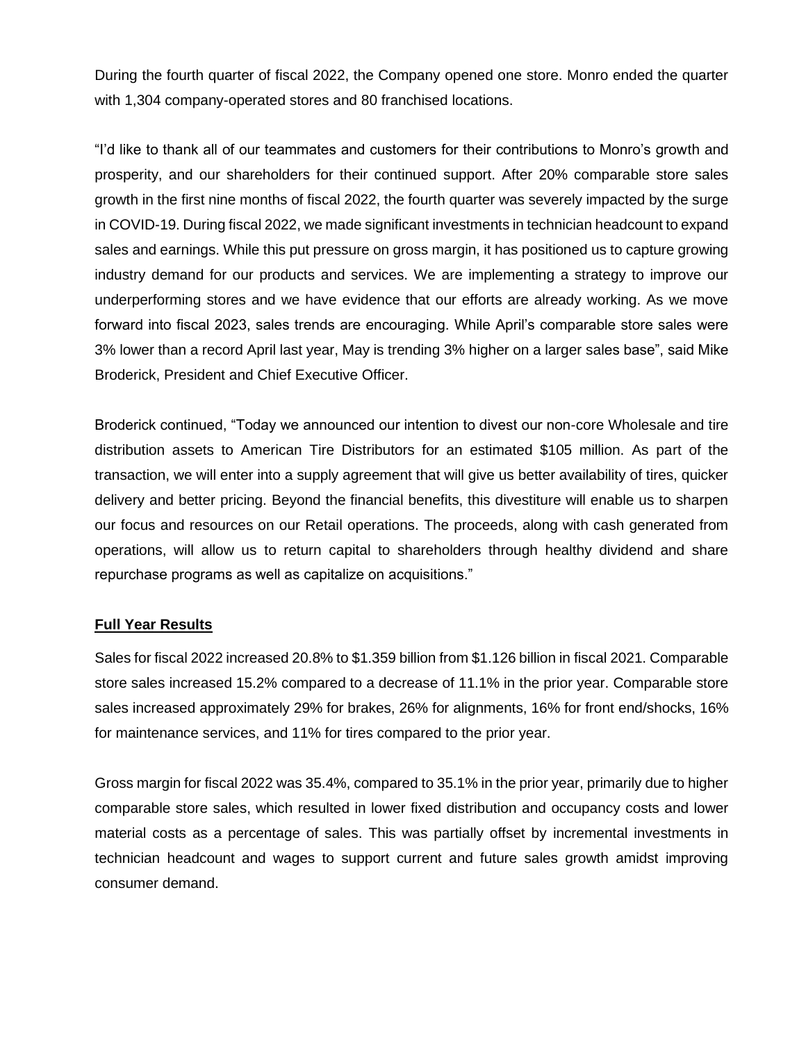During the fourth quarter of fiscal 2022, the Company opened one store. Monro ended the quarter with 1,304 company-operated stores and 80 franchised locations.

"I'd like to thank all of our teammates and customers for their contributions to Monro's growth and prosperity, and our shareholders for their continued support. After 20% comparable store sales growth in the first nine months of fiscal 2022, the fourth quarter was severely impacted by the surge in COVID-19. During fiscal 2022, we made significant investments in technician headcount to expand sales and earnings. While this put pressure on gross margin, it has positioned us to capture growing industry demand for our products and services. We are implementing a strategy to improve our underperforming stores and we have evidence that our efforts are already working. As we move forward into fiscal 2023, sales trends are encouraging. While April's comparable store sales were 3% lower than a record April last year, May is trending 3% higher on a larger sales base", said Mike Broderick, President and Chief Executive Officer.

Broderick continued, "Today we announced our intention to divest our non-core Wholesale and tire distribution assets to American Tire Distributors for an estimated $105 million. As part of the transaction, we will enter into a supply agreement that will give us better availability of tires, quicker delivery and better pricing. Beyond the financial benefits, this divestiture will enable us to sharpen our focus and resources on our Retail operations. The proceeds, along with cash generated from operations, will allow us to return capital to shareholders through healthy dividend and share repurchase programs as well as capitalize on acquisitions."

## Full Year Results

Sales for fiscal 2022 increased 20.8% to $1.359 billion from $1.126 billion in fiscal 2021. Comparable store sales increased 15.2% compared to a decrease of 11.1% in the prior year. Comparable store sales increased approximately 29% for brakes, 26% for alignments, 16% for front end/shocks, 16% for maintenance services, and 11% for tires compared to the prior year.

Gross margin for fiscal 2022 was 35.4%, compared to 35.1% in the prior year, primarily due to higher comparable store sales, which resulted in lower fixed distribution and occupancy costs and lower material costs as a percentage of sales. This was partially offset by incremental investments in technician headcount and wages to support current and future sales growth amidst improving consumer demand.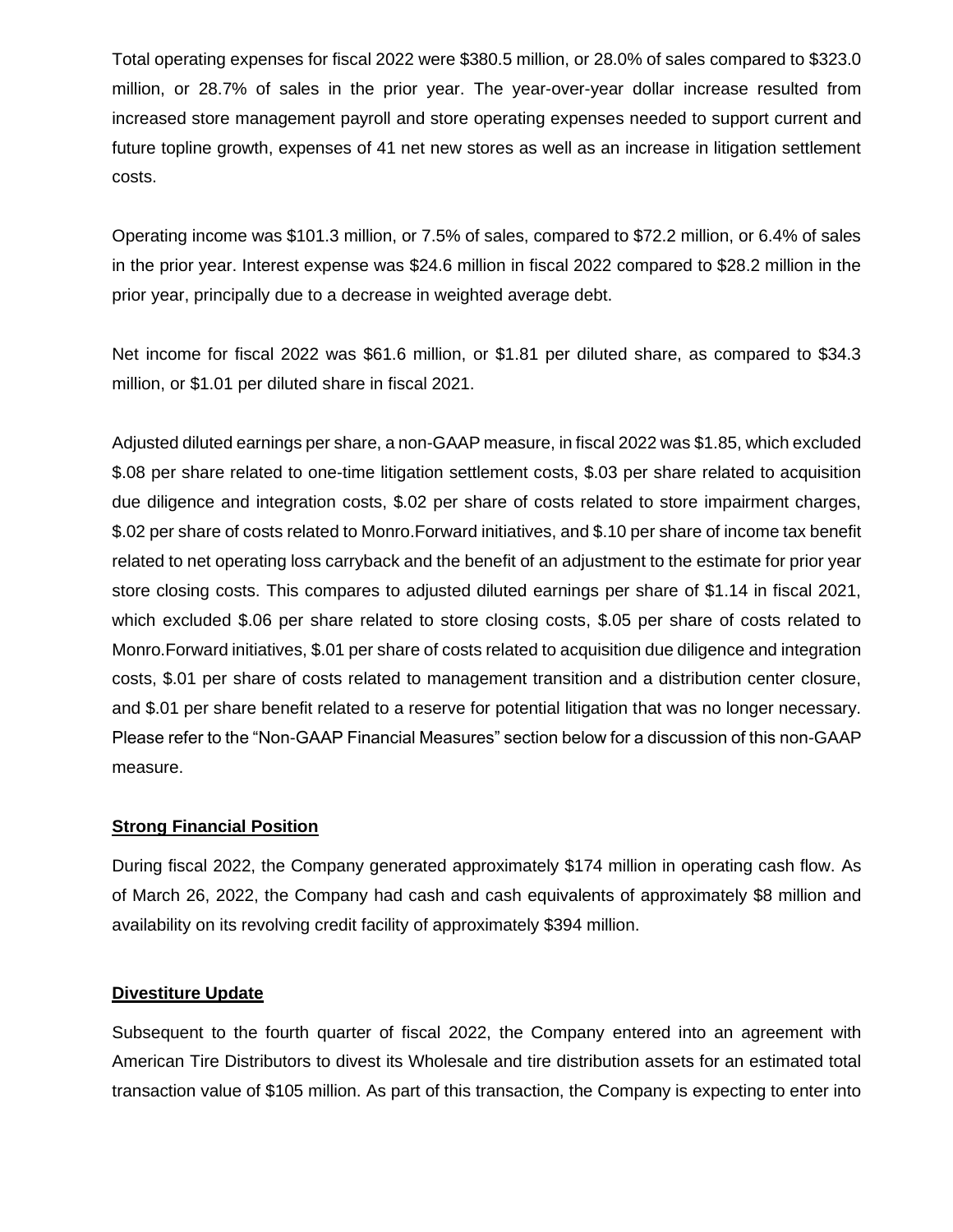Total operating expenses for fiscal 2022 were $380.5 million, or 28.0% of sales compared to $323.0 million, or 28.7% of sales in the prior year. The year-over-year dollar increase resulted from increased store management payroll and store operating expenses needed to support current and future topline growth, expenses of 41 net new stores as well as an increase in litigation settlement costs.

Operating income was $101.3 million, or 7.5% of sales, compared to $72.2 million, or 6.4% of sales in the prior year. Interest expense was $24.6 million in fiscal 2022 compared to $28.2 million in the prior year, principally due to a decrease in weighted average debt.

Net income for fiscal 2022 was $61.6 million, or $1.81 per diluted share, as compared to $34.3 million, or $1.01 per diluted share in fiscal 2021.

Adjusted diluted earnings per share, a non-GAAP measure, in fiscal 2022 was $1.85, which excluded $.08 per share related to one-time litigation settlement costs, $.03 per share related to acquisition due diligence and integration costs, $.02 per share of costs related to store impairment charges, $.02 per share of costs related to Monro.Forward initiatives, and $.10 per share of income tax benefit related to net operating loss carryback and the benefit of an adjustment to the estimate for prior year store closing costs. This compares to adjusted diluted earnings per share of $1.14 in fiscal 2021, which excluded $.06 per share related to store closing costs, $.05 per share of costs related to Monro.Forward initiatives, $.01 per share of costs related to acquisition due diligence and integration costs, $.01 per share of costs related to management transition and a distribution center closure, and $.01 per share benefit related to a reserve for potential litigation that was no longer necessary. Please refer to the "Non-GAAP Financial Measures" section below for a discussion of this non-GAAP measure.

## Strong Financial Position

During fiscal 2022, the Company generated approximately $174 million in operating cash flow. As of March 26, 2022, the Company had cash and cash equivalents of approximately $8 million and availability on its revolving credit facility of approximately $394 million.

## Divestiture Update

Subsequent to the fourth quarter of fiscal 2022, the Company entered into an agreement with American Tire Distributors to divest its Wholesale and tire distribution assets for an estimated total transaction value of $105 million. As part of this transaction, the Company is expecting to enter into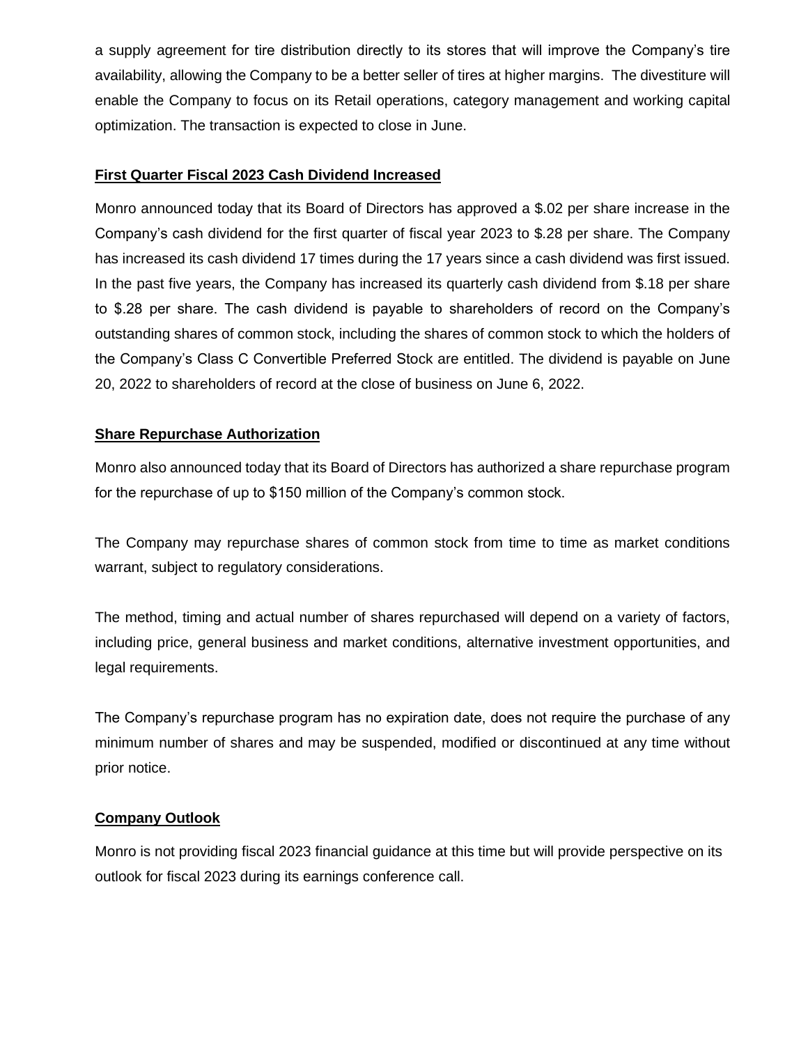a supply agreement for tire distribution directly to its stores that will improve the Company's tire availability, allowing the Company to be a better seller of tires at higher margins. The divestiture will enable the Company to focus on its Retail operations, category management and working capital optimization. The transaction is expected to close in June.

**First Quarter Fiscal 2023 Cash Dividend Increased**

Monro announced today that its Board of Directors has approved a $.02 per share increase in the Company's cash dividend for the first quarter of fiscal year 2023 to $.28 per share. The Company has increased its cash dividend 17 times during the 17 years since a cash dividend was first issued. In the past five years, the Company has increased its quarterly cash dividend from $.18 per share to $.28 per share. The cash dividend is payable to shareholders of record on the Company's outstanding shares of common stock, including the shares of common stock to which the holders of the Company's Class C Convertible Preferred Stock are entitled. The dividend is payable on June 20, 2022 to shareholders of record at the close of business on June 6, 2022.

**Share Repurchase Authorization**

Monro also announced today that its Board of Directors has authorized a share repurchase program for the repurchase of up to $150 million of the Company's common stock.

The Company may repurchase shares of common stock from time to time as market conditions warrant, subject to regulatory considerations.

The method, timing and actual number of shares repurchased will depend on a variety of factors, including price, general business and market conditions, alternative investment opportunities, and legal requirements.

The Company's repurchase program has no expiration date, does not require the purchase of any minimum number of shares and may be suspended, modified or discontinued at any time without prior notice.

**Company Outlook**

Monro is not providing fiscal 2023 financial guidance at this time but will provide perspective on its outlook for fiscal 2023 during its earnings conference call.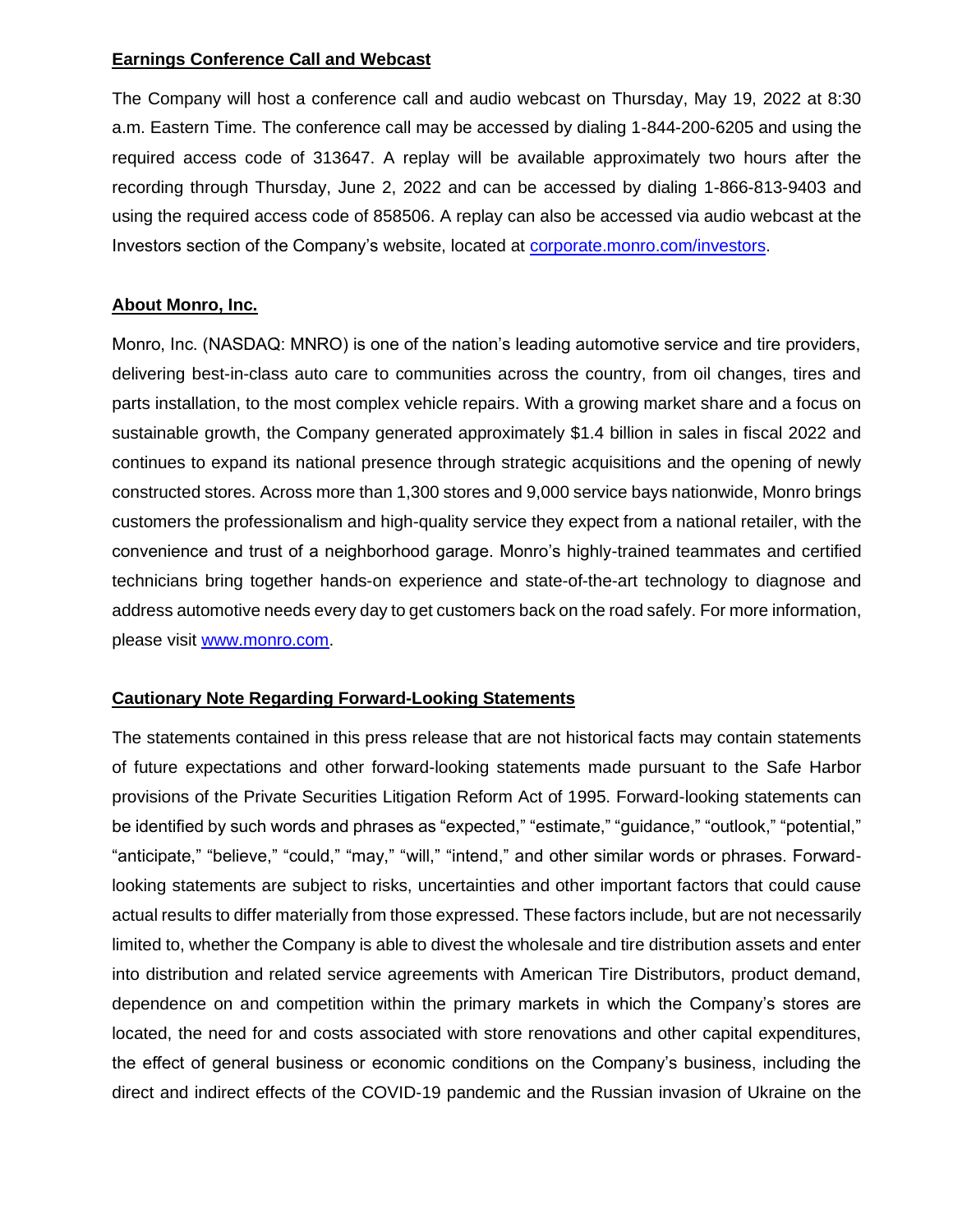**Earnings Conference Call and Webcast**

The Company will host a conference call and audio webcast on Thursday, May 19, 2022 at 8:30 a.m. Eastern Time. The conference call may be accessed by dialing 1-844-200-6205 and using the required access code of 313647. A replay will be available approximately two hours after the recording through Thursday, June 2, 2022 and can be accessed by dialing 1-866-813-9403 and using the required access code of 858506. A replay can also be accessed via audio webcast at the Investors section of the Company's website, located at [corporate.monro.com/investors](corporate.monro.com/investors).

**About Monro, Inc.**

Monro, Inc. (NASDAQ: MNRO) is one of the nation's leading automotive service and tire providers, delivering best-in-class auto care to communities across the country, from oil changes, tires and parts installation, to the most complex vehicle repairs. With a growing market share and a focus on sustainable growth, the Company generated approximately $1.4 billion in sales in fiscal 2022 and continues to expand its national presence through strategic acquisitions and the opening of newly constructed stores. Across more than 1,300 stores and 9,000 service bays nationwide, Monro brings customers the professionalism and high-quality service they expect from a national retailer, with the convenience and trust of a neighborhood garage. Monro's highly-trained teammates and certified technicians bring together hands-on experience and state-of-the-art technology to diagnose and address automotive needs every day to get customers back on the road safely. For more information, please visit [www.monro.com](www.monro.com).

**Cautionary Note Regarding Forward-Looking Statements**

The statements contained in this press release that are not historical facts may contain statements of future expectations and other forward-looking statements made pursuant to the Safe Harbor provisions of the Private Securities Litigation Reform Act of 1995. Forward-looking statements can be identified by such words and phrases as "expected," "estimate," "guidance," "outlook," "potential," "anticipate," "believe," "could," "may," "will," "intend," and other similar words or phrases. Forward-looking statements are subject to risks, uncertainties and other important factors that could cause actual results to differ materially from those expressed. These factors include, but are not necessarily limited to, whether the Company is able to divest the wholesale and tire distribution assets and enter into distribution and related service agreements with American Tire Distributors, product demand, dependence on and competition within the primary markets in which the Company's stores are located, the need for and costs associated with store renovations and other capital expenditures, the effect of general business or economic conditions on the Company's business, including the direct and indirect effects of the COVID-19 pandemic and the Russian invasion of Ukraine on the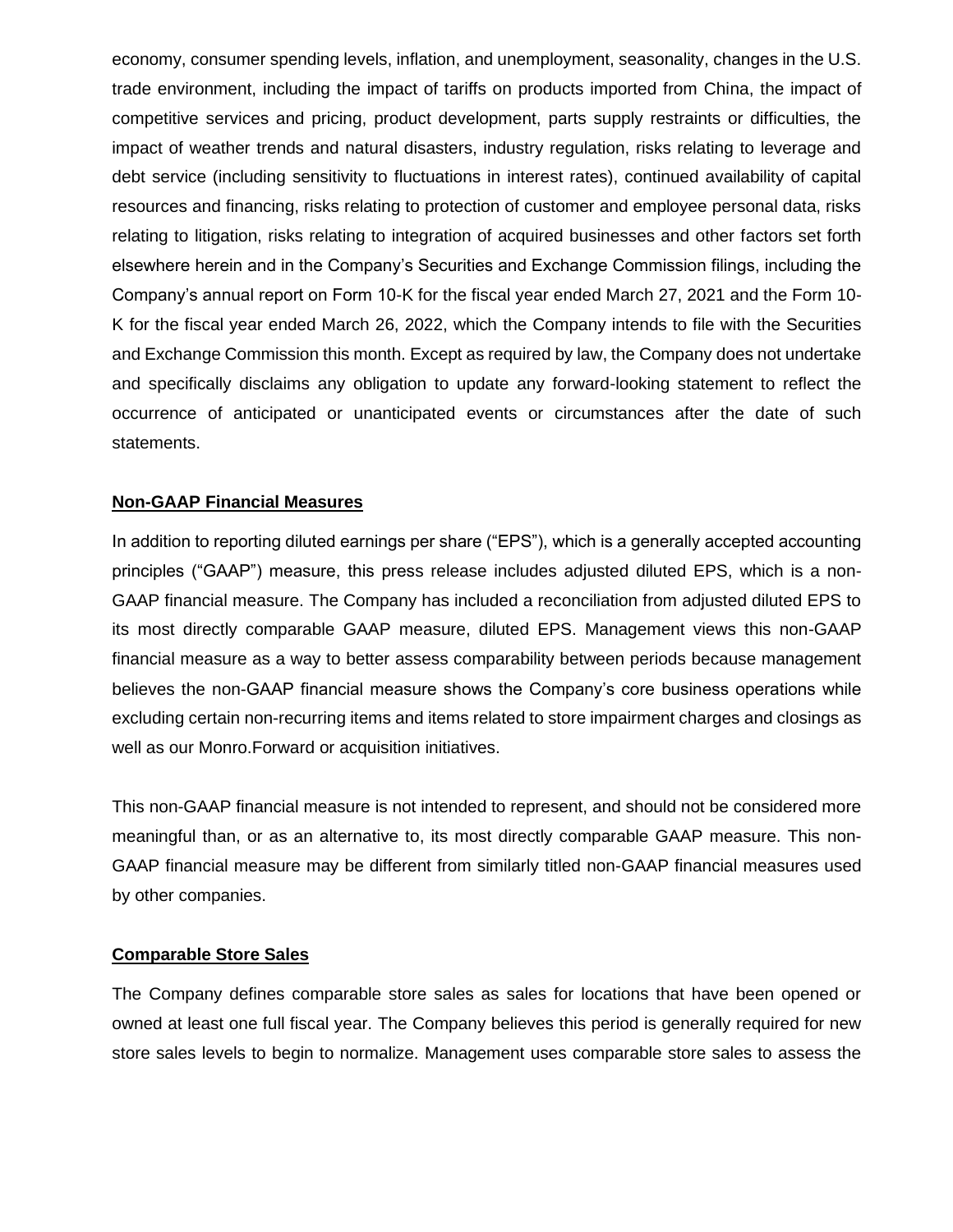economy, consumer spending levels, inflation, and unemployment, seasonality, changes in the U.S. trade environment, including the impact of tariffs on products imported from China, the impact of competitive services and pricing, product development, parts supply restraints or difficulties, the impact of weather trends and natural disasters, industry regulation, risks relating to leverage and debt service (including sensitivity to fluctuations in interest rates), continued availability of capital resources and financing, risks relating to protection of customer and employee personal data, risks relating to litigation, risks relating to integration of acquired businesses and other factors set forth elsewhere herein and in the Company's Securities and Exchange Commission filings, including the Company's annual report on Form 10-K for the fiscal year ended March 27, 2021 and the Form 10-K for the fiscal year ended March 26, 2022, which the Company intends to file with the Securities and Exchange Commission this month. Except as required by law, the Company does not undertake and specifically disclaims any obligation to update any forward-looking statement to reflect the occurrence of anticipated or unanticipated events or circumstances after the date of such statements.

**Non-GAAP Financial Measures**

In addition to reporting diluted earnings per share ("EPS"), which is a generally accepted accounting principles ("GAAP") measure, this press release includes adjusted diluted EPS, which is a non-GAAP financial measure. The Company has included a reconciliation from adjusted diluted EPS to its most directly comparable GAAP measure, diluted EPS. Management views this non-GAAP financial measure as a way to better assess comparability between periods because management believes the non-GAAP financial measure shows the Company's core business operations while excluding certain non-recurring items and items related to store impairment charges and closings as well as our Monro.Forward or acquisition initiatives.

This non-GAAP financial measure is not intended to represent, and should not be considered more meaningful than, or as an alternative to, its most directly comparable GAAP measure. This non-GAAP financial measure may be different from similarly titled non-GAAP financial measures used by other companies.

**Comparable Store Sales**

The Company defines comparable store sales as sales for locations that have been opened or owned at least one full fiscal year. The Company believes this period is generally required for new store sales levels to begin to normalize. Management uses comparable store sales to assess the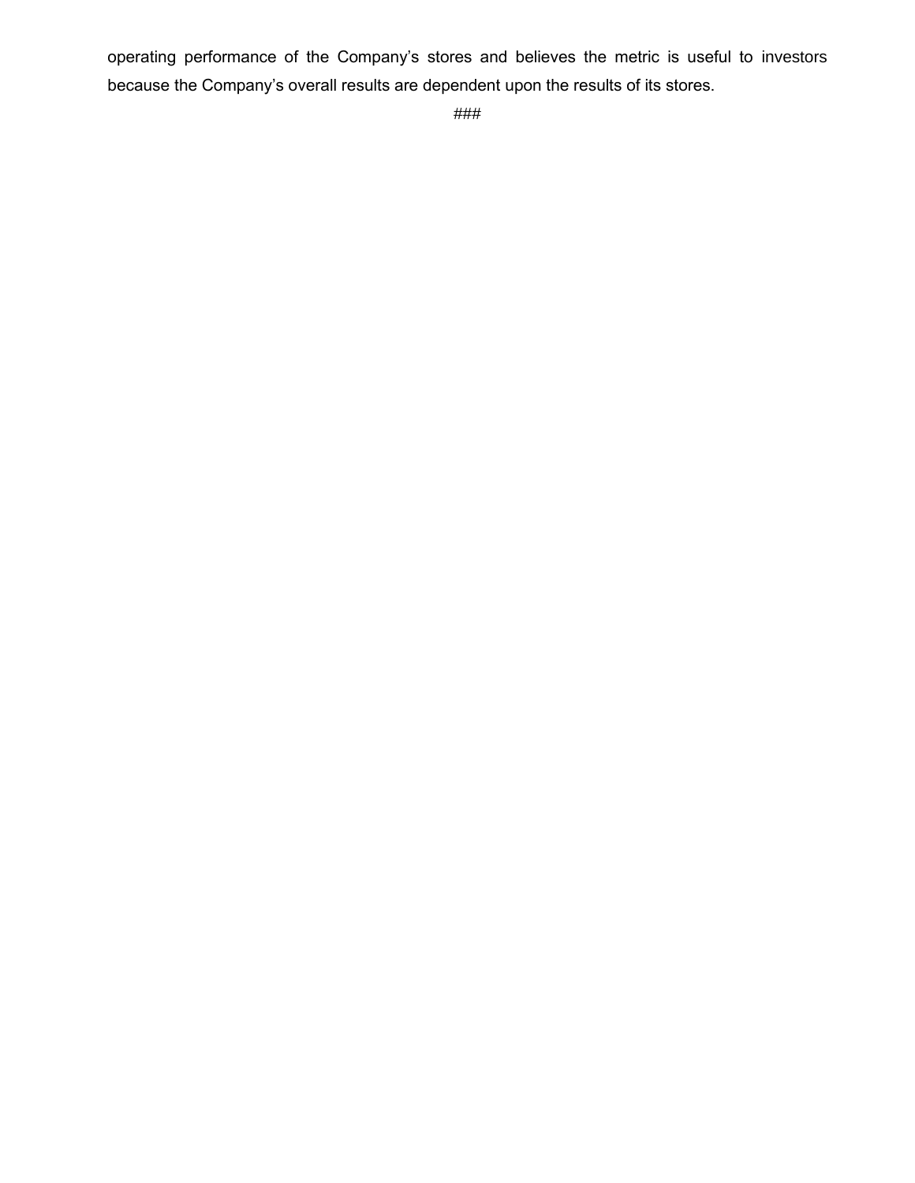operating performance of the Company's stores and believes the metric is useful to investors because the Company's overall results are dependent upon the results of its stores.

###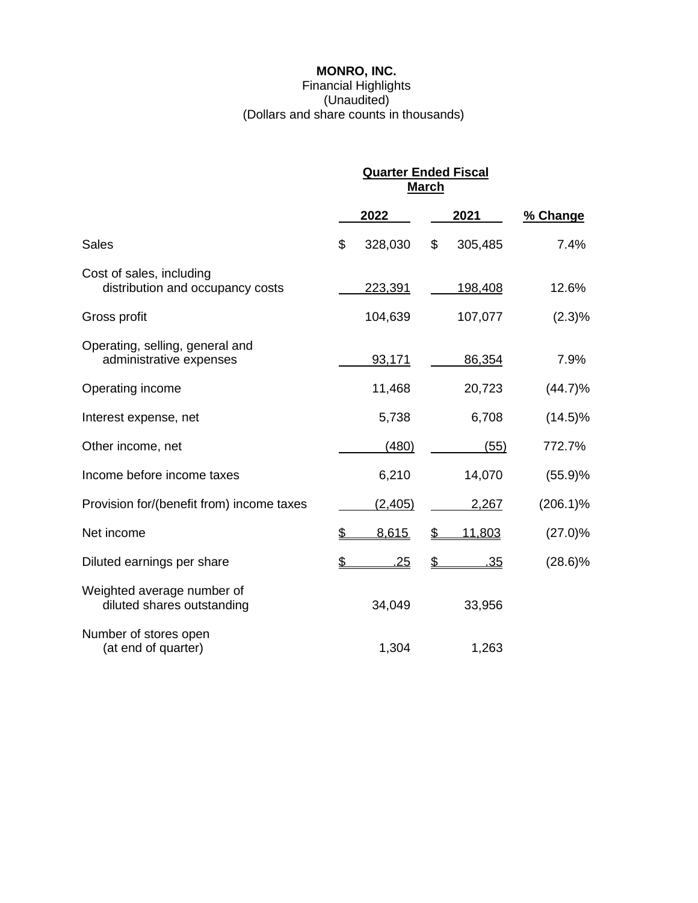**MONRO, INC.**
Financial Highlights
(Unaudited)
(Dollars and share counts in thousands)

| | Quarter Ended Fiscal March | | |
|---|---|---|---|
| | 2022 | 2021 | % Change |
| Sales | $ 328,030 | $ 305,485 | 7.4% |
| Cost of sales, including distribution and occupancy costs | 223,391 | 198,408 | 12.6% |
| Gross profit | 104,639 | 107,077 | (2.3)% |
| Operating, selling, general and administrative expenses | 93,171 | 86,354 | 7.9% |
| Operating income | 11,468 | 20,723 | (44.7)% |
| Interest expense, net | 5,738 | 6,708 | (14.5)% |
| Other income, net | (480) | (55) | 772.7% |
| Income before income taxes | 6,210 | 14,070 | (55.9)% |
| Provision for/(benefit from) income taxes | (2,405) | 2,267 | (206.1)% |
| Net income | $ 8,615 | $ 11,803 | (27.0)% |
| Diluted earnings per share | $ .25 | $ .35 | (28.6)% |
| Weighted average number of diluted shares outstanding | 34,049 | 33,956 | |
| Number of stores open (at end of quarter) | 1,304 | 1,263 | |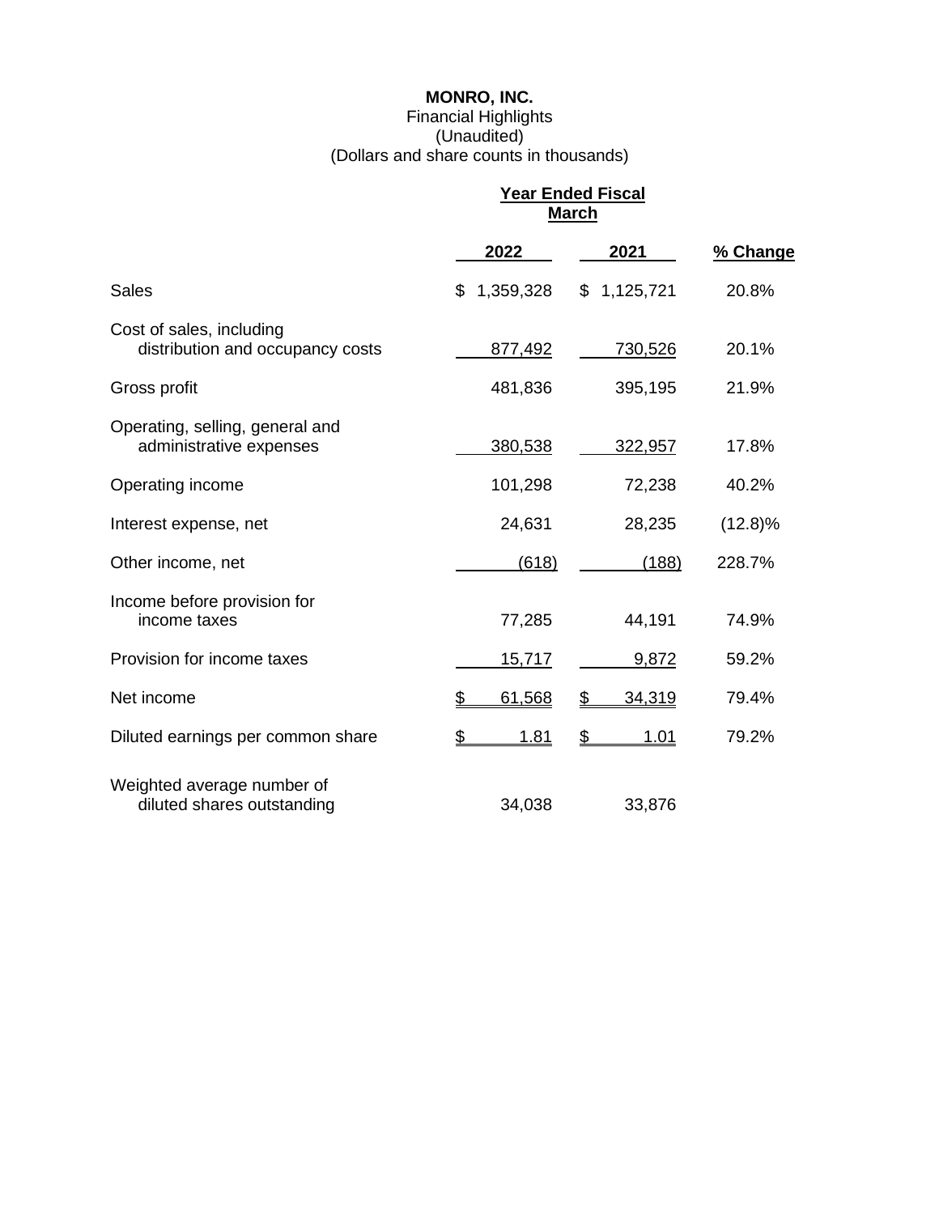**MONRO, INC.**
Financial Highlights
(Unaudited)
(Dollars and share counts in thousands)

| | Year Ended Fiscal March | | |
|---|---|---|---|
| | **2022** | **2021** | **% Change** |
| Sales | $ 1,359,328 | $ 1,125,721 | 20.8% |
| Cost of sales, including distribution and occupancy costs | 877,492 | 730,526 | 20.1% |
| Gross profit | 481,836 | 395,195 | 21.9% |
| Operating, selling, general and administrative expenses | 380,538 | 322,957 | 17.8% |
| Operating income | 101,298 | 72,238 | 40.2% |
| Interest expense, net | 24,631 | 28,235 | (12.8)% |
| Other income, net | (618) | (188) | 228.7% |
| Income before provision for income taxes | 77,285 | 44,191 | 74.9% |
| Provision for income taxes | 15,717 | 9,872 | 59.2% |
| Net income | $ 61,568 | $ 34,319 | 79.4% |
| Diluted earnings per common share | $ 1.81 | $ 1.01 | 79.2% |
| Weighted average number of diluted shares outstanding | 34,038 | 33,876 | |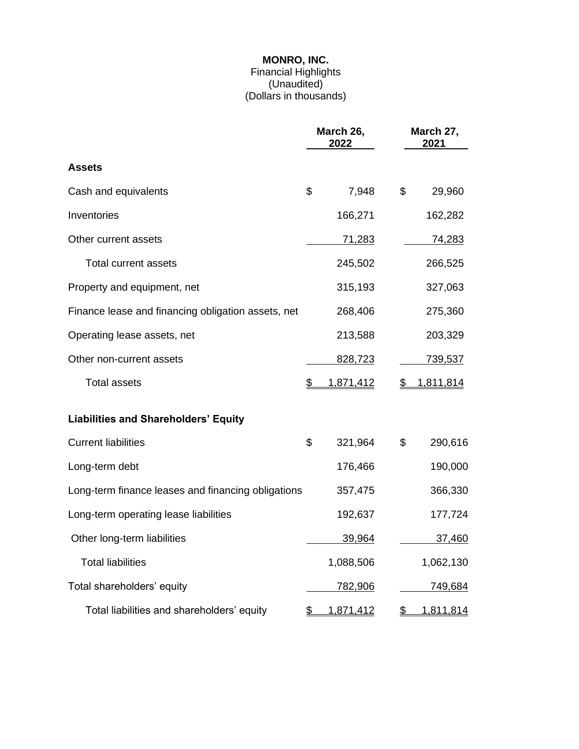**MONRO, INC.**
Financial Highlights
(Unaudited)
(Dollars in thousands)

| | March 26, 2022 | March 27, 2021 |
|---|---|---|
| **Assets** | | |
| Cash and equivalents | $ 7,948 | $ 29,960 |
| Inventories | 166,271 | 162,282 |
| Other current assets | 71,283 | 74,283 |
| Total current assets | 245,502 | 266,525 |
| Property and equipment, net | 315,193 | 327,063 |
| Finance lease and financing obligation assets, net | 268,406 | 275,360 |
| Operating lease assets, net | 213,588 | 203,329 |
| Other non-current assets | 828,723 | 739,537 |
| Total assets | $ 1,871,412 | $ 1,811,814 |
| **Liabilities and Shareholders' Equity** | | |
| Current liabilities | $ 321,964 | $ 290,616 |
| Long-term debt | 176,466 | 190,000 |
| Long-term finance leases and financing obligations | 357,475 | 366,330 |
| Long-term operating lease liabilities | 192,637 | 177,724 |
| Other long-term liabilities | 39,964 | 37,460 |
| Total liabilities | 1,088,506 | 1,062,130 |
| Total shareholders' equity | 782,906 | 749,684 |
| Total liabilities and shareholders' equity | $ 1,871,412 | $ 1,811,814 |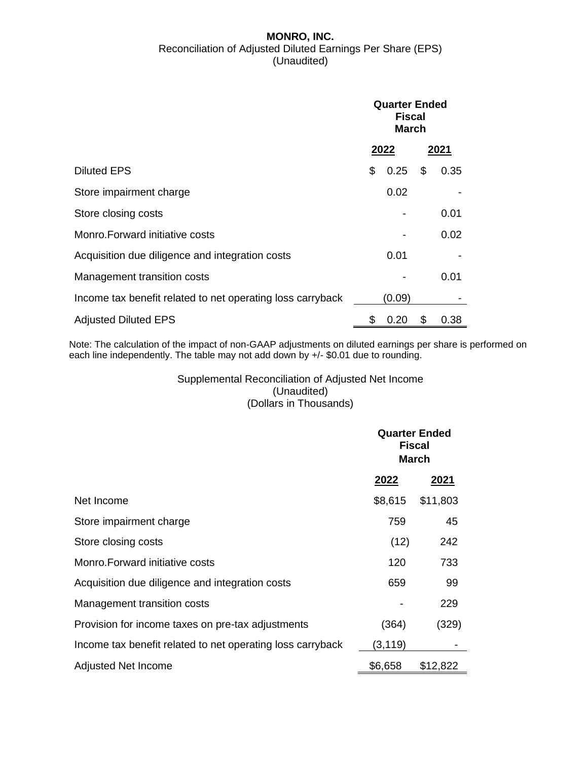**MONRO, INC.**
Reconciliation of Adjusted Diluted Earnings Per Share (EPS)
(Unaudited)

| | Quarter Ended Fiscal March | |
|---|---|---|
| | **2022** | **2021** |
| Diluted EPS | $ 0.25 | $ 0.35 |
| Store impairment charge | 0.02 | - |
| Store closing costs | - | 0.01 |
| Monro.Forward initiative costs | - | 0.02 |
| Acquisition due diligence and integration costs | 0.01 | - |
| Management transition costs | - | 0.01 |
| Income tax benefit related to net operating loss carryback | (0.09) | - |
| Adjusted Diluted EPS | $ 0.20 | $ 0.38 |

Note: The calculation of the impact of non-GAAP adjustments on diluted earnings per share is performed on each line independently. The table may not add down by +/- $0.01 due to rounding.

Supplemental Reconciliation of Adjusted Net Income
(Unaudited)
(Dollars in Thousands)

| | Quarter Ended Fiscal March | |
|---|---|---|
| | **2022** | **2021** |
| Net Income | $8,615 | $11,803 |
| Store impairment charge | 759 | 45 |
| Store closing costs | (12) | 242 |
| Monro.Forward initiative costs | 120 | 733 |
| Acquisition due diligence and integration costs | 659 | 99 |
| Management transition costs | - | 229 |
| Provision for income taxes on pre-tax adjustments | (364) | (329) |
| Income tax benefit related to net operating loss carryback | (3,119) | - |
| Adjusted Net Income | $6,658 | $12,822 |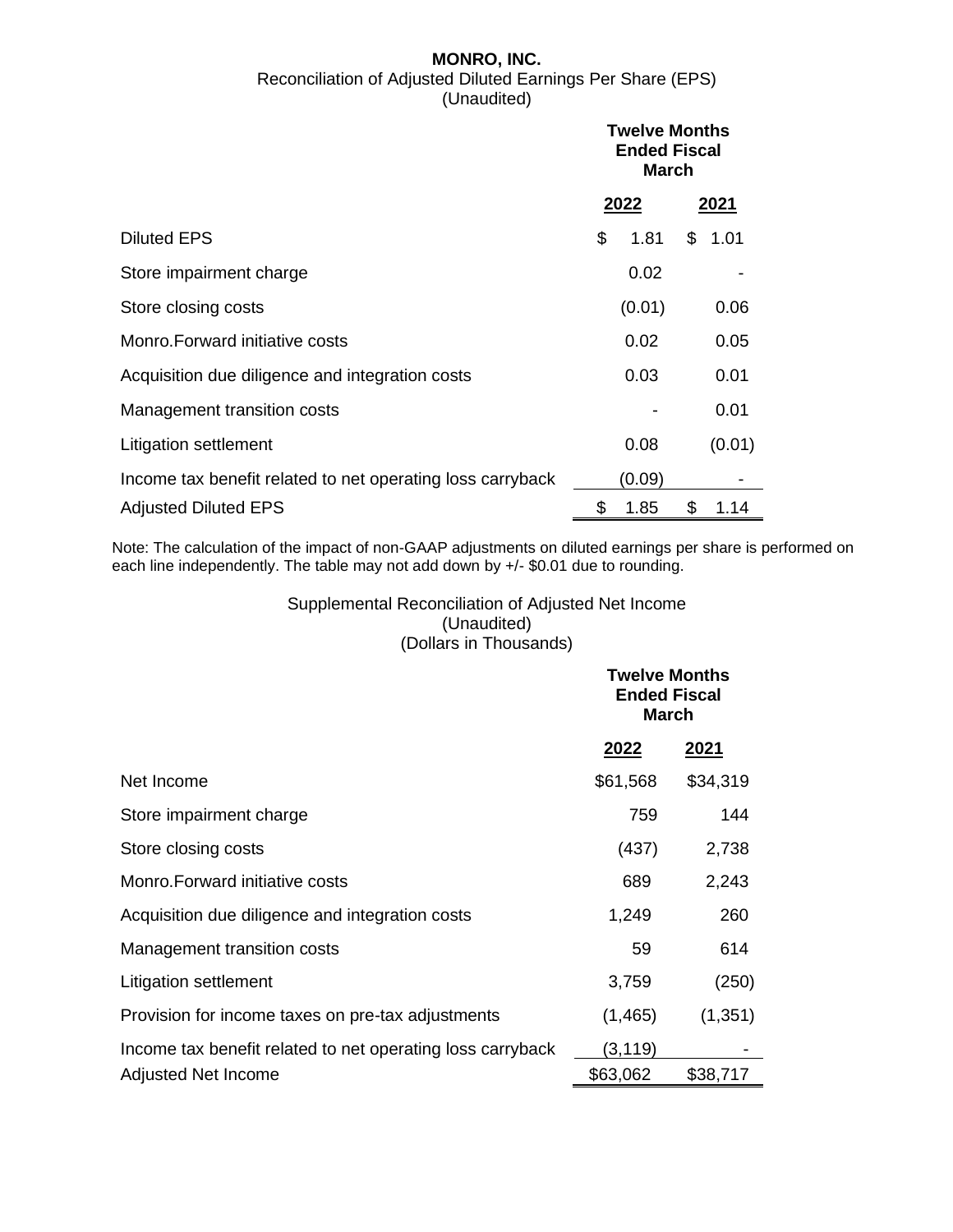**MONRO, INC.**

Reconciliation of Adjusted Diluted Earnings Per Share (EPS)

(Unaudited)

| | Twelve Months Ended Fiscal March | |
|---|---|---|
| | **2022** | **2021** |
| Diluted EPS | $ 1.81 | $ 1.01 |
| Store impairment charge | 0.02 | - |
| Store closing costs | (0.01) | 0.06 |
| Monro.Forward initiative costs | 0.02 | 0.05 |
| Acquisition due diligence and integration costs | 0.03 | 0.01 |
| Management transition costs | - | 0.01 |
| Litigation settlement | 0.08 | (0.01) |
| Income tax benefit related to net operating loss carryback | (0.09) | - |
| Adjusted Diluted EPS | $ 1.85 | $ 1.14 |

Note: The calculation of the impact of non-GAAP adjustments on diluted earnings per share is performed on each line independently. The table may not add down by +/- $0.01 due to rounding.

Supplemental Reconciliation of Adjusted Net Income

(Unaudited)

(Dollars in Thousands)

| | Twelve Months Ended Fiscal March | |
|---|---|---|
| | **2022** | **2021** |
| Net Income | $61,568 | $34,319 |
| Store impairment charge | 759 | 144 |
| Store closing costs | (437) | 2,738 |
| Monro.Forward initiative costs | 689 | 2,243 |
| Acquisition due diligence and integration costs | 1,249 | 260 |
| Management transition costs | 59 | 614 |
| Litigation settlement | 3,759 | (250) |
| Provision for income taxes on pre-tax adjustments | (1,465) | (1,351) |
| Income tax benefit related to net operating loss carryback | (3,119) | - |
| Adjusted Net Income | $63,062 | $38,717 |